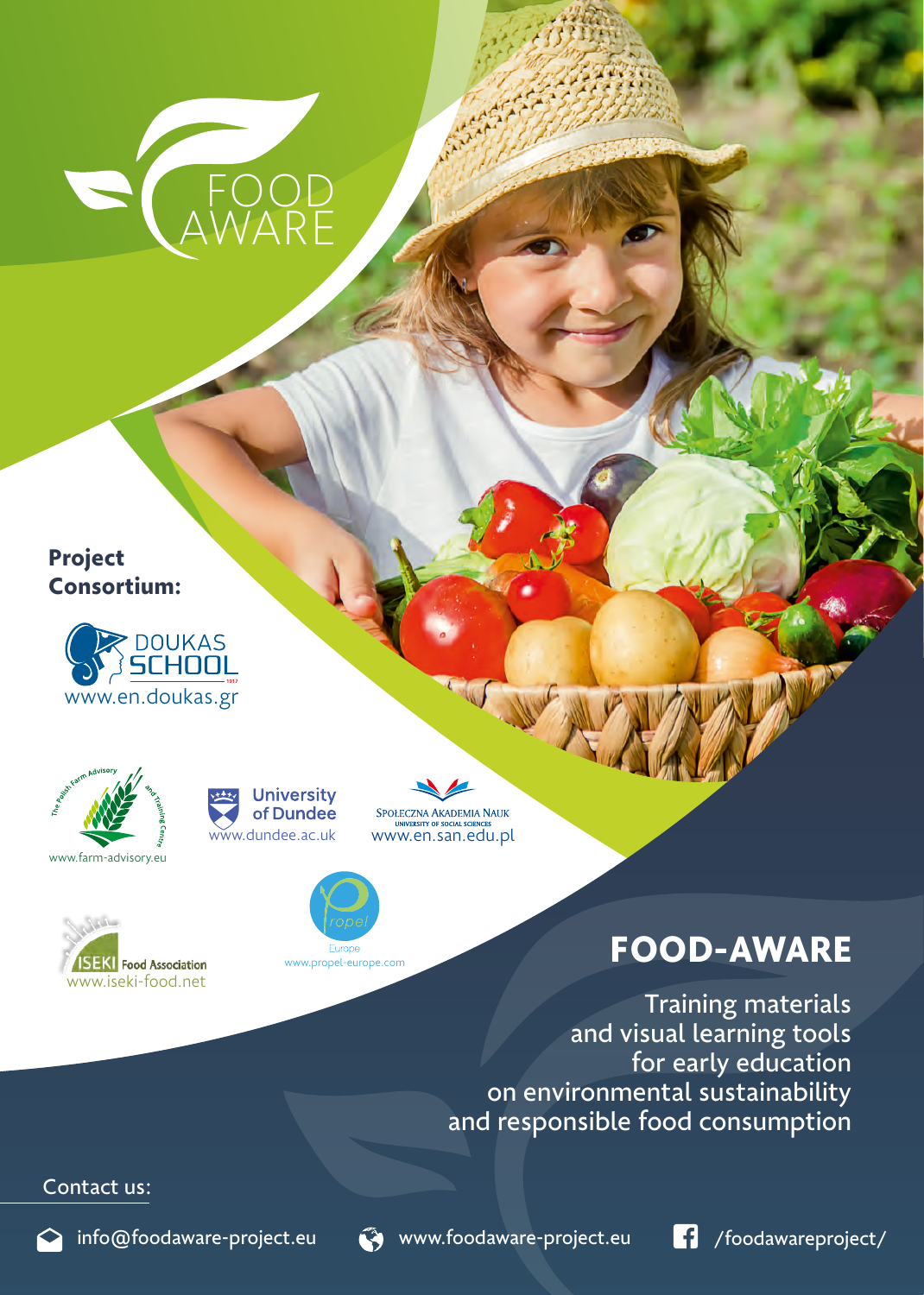FOOD AWARE

**Project Consortium:**

DOUKAS SCHOOL
www.en.doukas.gr

The Polish Farm Advisory and Training Centre
www.farm-advisory.eu

University of Dundee
www.dundee.ac.uk

Społeczna Akademia Nauk
University of Social Sciences
www.en.san.edu.pl

ISEKI Food Association
www.iseki-food.net

Propel Europe
www.propel-europe.com

# FOOD-AWARE

Training materials and visual learning tools for early education on environmental sustainability and responsible food consumption

Contact us:

info@foodaware-project.eu

www.foodaware-project.eu

/foodawareproject/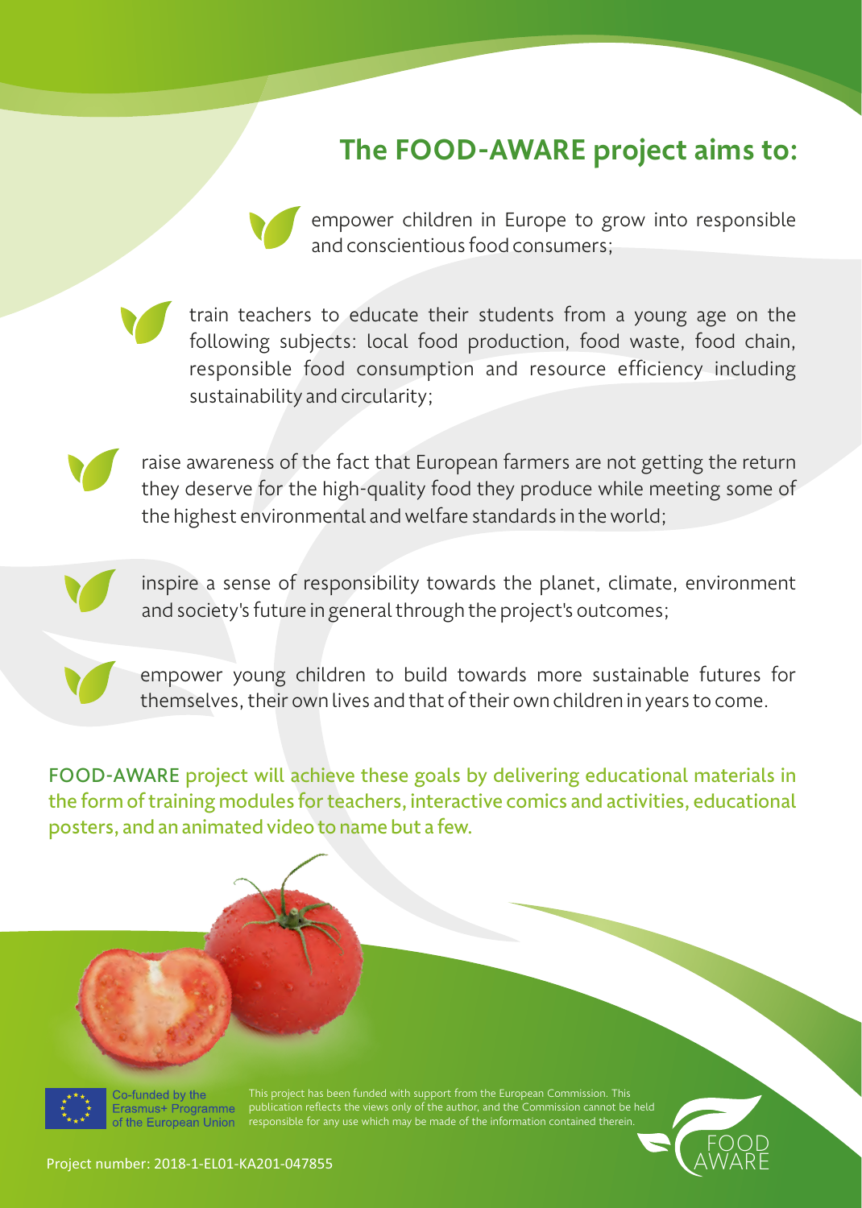## The FOOD-AWARE project aims to:

- empower children in Europe to grow into responsible and conscientious food consumers;
- train teachers to educate their students from a young age on the following subjects: local food production, food waste, food chain, responsible food consumption and resource efficiency including sustainability and circularity;
- raise awareness of the fact that European farmers are not getting the return they deserve for the high-quality food they produce while meeting some of the highest environmental and welfare standards in the world;
- inspire a sense of responsibility towards the planet, climate, environment and society's future in general through the project's outcomes;
- empower young children to build towards more sustainable futures for themselves, their own lives and that of their own children in years to come.

FOOD-AWARE project will achieve these goals by delivering educational materials in the form of training modules for teachers, interactive comics and activities, educational posters, and an animated video to name but a few.

Co-funded by the Erasmus+ Programme of the European Union

This project has been funded with support from the European Commission. This publication reflects the views only of the author, and the Commission cannot be held responsible for any use which may be made of the information contained therein.

FOOD AWARE

Project number: 2018-1-EL01-KA201-047855